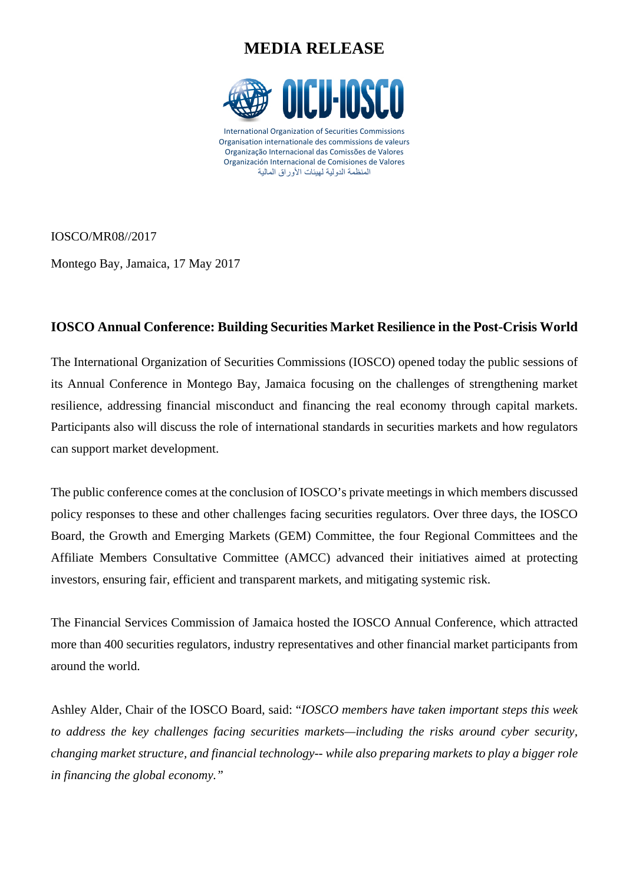# MEDIA RELEASE

OICU-IOSCO

International Organization of Securities Commissions
Organisation internationale des commissions de valeurs
Organização Internacional das Comissões de Valores
Organización Internacional de Comisiones de Valores
المنظمة الدولية لهيئات الأوراق المالية

IOSCO/MR08//2017

Montego Bay, Jamaica, 17 May 2017

## IOSCO Annual Conference: Building Securities Market Resilience in the Post-Crisis World

The International Organization of Securities Commissions (IOSCO) opened today the public sessions of its Annual Conference in Montego Bay, Jamaica focusing on the challenges of strengthening market resilience, addressing financial misconduct and financing the real economy through capital markets. Participants also will discuss the role of international standards in securities markets and how regulators can support market development.

The public conference comes at the conclusion of IOSCO's private meetings in which members discussed policy responses to these and other challenges facing securities regulators. Over three days, the IOSCO Board, the Growth and Emerging Markets (GEM) Committee, the four Regional Committees and the Affiliate Members Consultative Committee (AMCC) advanced their initiatives aimed at protecting investors, ensuring fair, efficient and transparent markets, and mitigating systemic risk.

The Financial Services Commission of Jamaica hosted the IOSCO Annual Conference, which attracted more than 400 securities regulators, industry representatives and other financial market participants from around the world.

Ashley Alder, Chair of the IOSCO Board, said: "*IOSCO members have taken important steps this week to address the key challenges facing securities markets—including the risks around cyber security, changing market structure, and financial technology-- while also preparing markets to play a bigger role in financing the global economy."*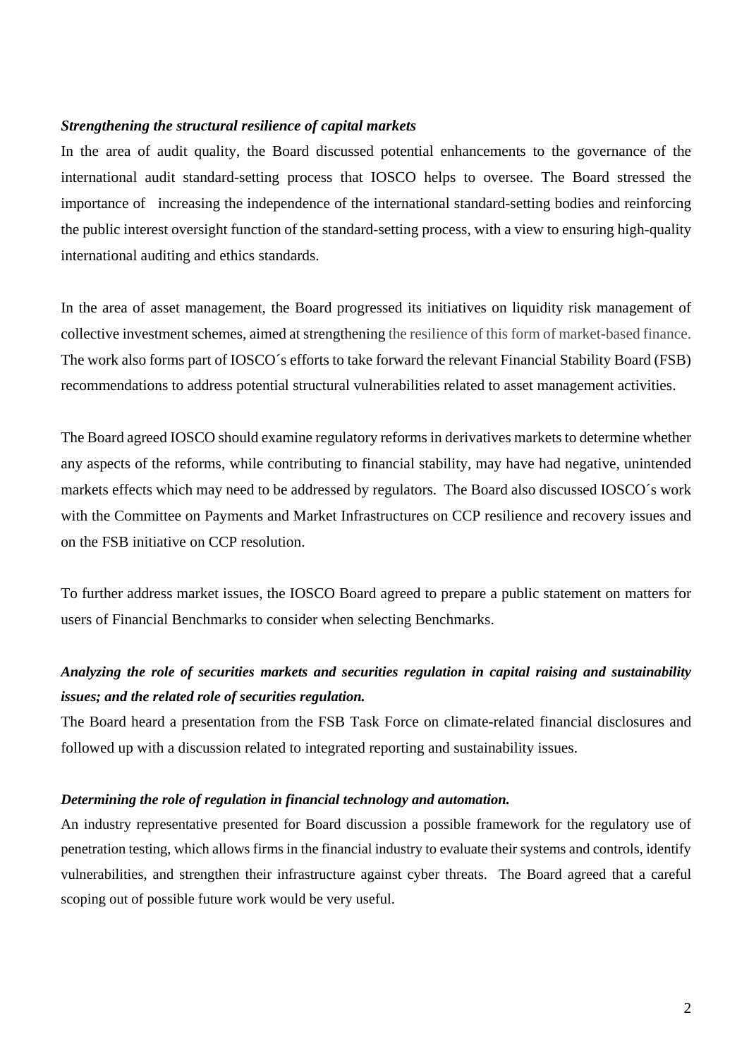***Strengthening the structural resilience of capital markets***

In the area of audit quality, the Board discussed potential enhancements to the governance of the international audit standard-setting process that IOSCO helps to oversee. The Board stressed the importance of increasing the independence of the international standard-setting bodies and reinforcing the public interest oversight function of the standard-setting process, with a view to ensuring high-quality international auditing and ethics standards.

In the area of asset management, the Board progressed its initiatives on liquidity risk management of collective investment schemes, aimed at strengthening the resilience of this form of market-based finance. The work also forms part of IOSCO´s efforts to take forward the relevant Financial Stability Board (FSB) recommendations to address potential structural vulnerabilities related to asset management activities.

The Board agreed IOSCO should examine regulatory reforms in derivatives markets to determine whether any aspects of the reforms, while contributing to financial stability, may have had negative, unintended markets effects which may need to be addressed by regulators. The Board also discussed IOSCO´s work with the Committee on Payments and Market Infrastructures on CCP resilience and recovery issues and on the FSB initiative on CCP resolution.

To further address market issues, the IOSCO Board agreed to prepare a public statement on matters for users of Financial Benchmarks to consider when selecting Benchmarks.

***Analyzing the role of securities markets and securities regulation in capital raising and sustainability issues; and the related role of securities regulation.***

The Board heard a presentation from the FSB Task Force on climate-related financial disclosures and followed up with a discussion related to integrated reporting and sustainability issues.

***Determining the role of regulation in financial technology and automation.***

An industry representative presented for Board discussion a possible framework for the regulatory use of penetration testing, which allows firms in the financial industry to evaluate their systems and controls, identify vulnerabilities, and strengthen their infrastructure against cyber threats. The Board agreed that a careful scoping out of possible future work would be very useful.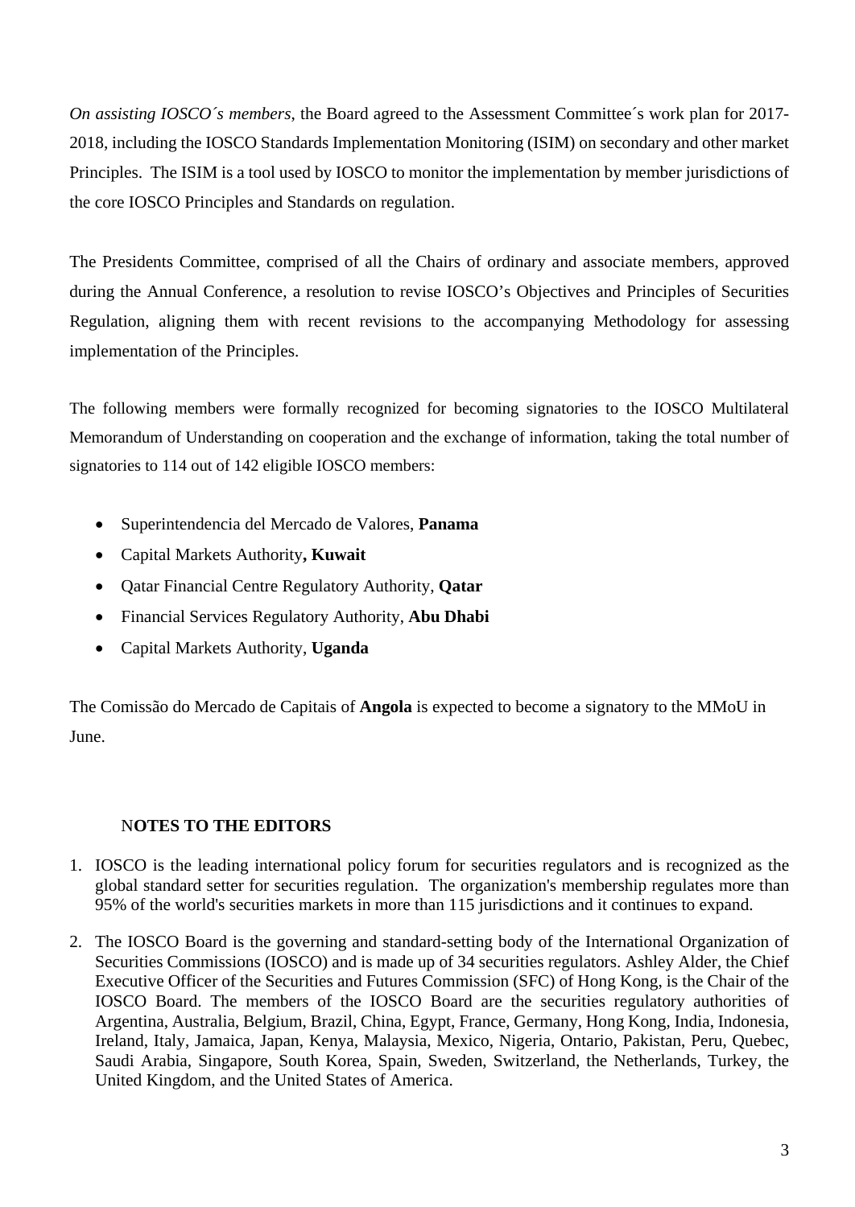*On assisting IOSCO´s members*, the Board agreed to the Assessment Committee´s work plan for 2017-2018, including the IOSCO Standards Implementation Monitoring (ISIM) on secondary and other market Principles. The ISIM is a tool used by IOSCO to monitor the implementation by member jurisdictions of the core IOSCO Principles and Standards on regulation.

The Presidents Committee, comprised of all the Chairs of ordinary and associate members, approved during the Annual Conference, a resolution to revise IOSCO's Objectives and Principles of Securities Regulation, aligning them with recent revisions to the accompanying Methodology for assessing implementation of the Principles.

The following members were formally recognized for becoming signatories to the IOSCO Multilateral Memorandum of Understanding on cooperation and the exchange of information, taking the total number of signatories to 114 out of 142 eligible IOSCO members:

- Superintendencia del Mercado de Valores, **Panama**
- Capital Markets Authority**, Kuwait**
- Qatar Financial Centre Regulatory Authority, **Qatar**
- Financial Services Regulatory Authority, **Abu Dhabi**
- Capital Markets Authority, **Uganda**

The Comissão do Mercado de Capitais of **Angola** is expected to become a signatory to the MMoU in June.

**NOTES TO THE EDITORS**

1. IOSCO is the leading international policy forum for securities regulators and is recognized as the global standard setter for securities regulation. The organization's membership regulates more than 95% of the world's securities markets in more than 115 jurisdictions and it continues to expand.
2. The IOSCO Board is the governing and standard-setting body of the International Organization of Securities Commissions (IOSCO) and is made up of 34 securities regulators. Ashley Alder, the Chief Executive Officer of the Securities and Futures Commission (SFC) of Hong Kong, is the Chair of the IOSCO Board. The members of the IOSCO Board are the securities regulatory authorities of Argentina, Australia, Belgium, Brazil, China, Egypt, France, Germany, Hong Kong, India, Indonesia, Ireland, Italy, Jamaica, Japan, Kenya, Malaysia, Mexico, Nigeria, Ontario, Pakistan, Peru, Quebec, Saudi Arabia, Singapore, South Korea, Spain, Sweden, Switzerland, the Netherlands, Turkey, the United Kingdom, and the United States of America.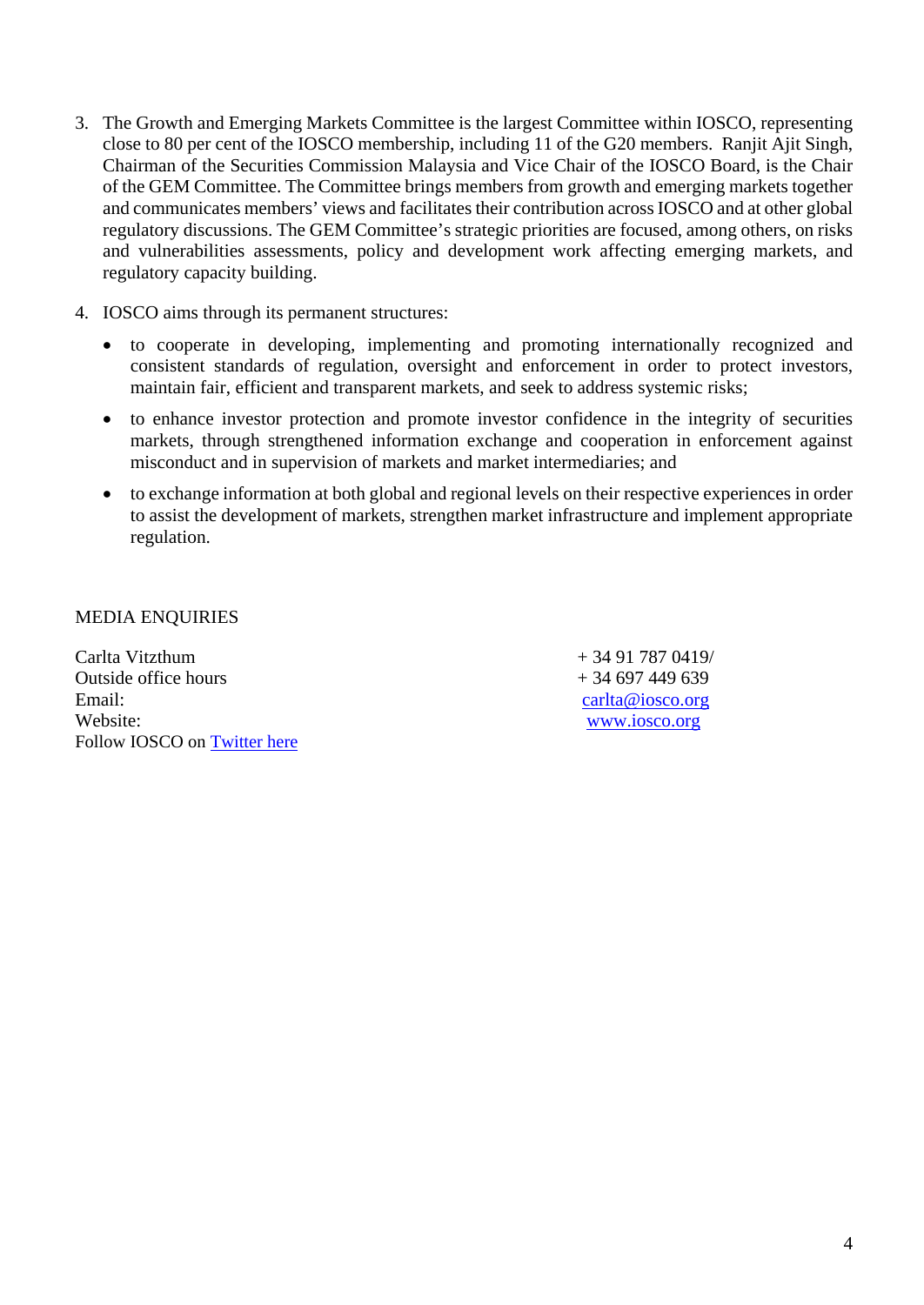3. The Growth and Emerging Markets Committee is the largest Committee within IOSCO, representing close to 80 per cent of the IOSCO membership, including 11 of the G20 members. Ranjit Ajit Singh, Chairman of the Securities Commission Malaysia and Vice Chair of the IOSCO Board, is the Chair of the GEM Committee. The Committee brings members from growth and emerging markets together and communicates members' views and facilitates their contribution across IOSCO and at other global regulatory discussions. The GEM Committee's strategic priorities are focused, among others, on risks and vulnerabilities assessments, policy and development work affecting emerging markets, and regulatory capacity building.

4. IOSCO aims through its permanent structures:

   - to cooperate in developing, implementing and promoting internationally recognized and consistent standards of regulation, oversight and enforcement in order to protect investors, maintain fair, efficient and transparent markets, and seek to address systemic risks;
   - to enhance investor protection and promote investor confidence in the integrity of securities markets, through strengthened information exchange and cooperation in enforcement against misconduct and in supervision of markets and market intermediaries; and
   - to exchange information at both global and regional levels on their respective experiences in order to assist the development of markets, strengthen market infrastructure and implement appropriate regulation.

MEDIA ENQUIRIES

| | |
|---|---|
| Carlta Vitzthum | + 34 91 787 0419/ |
| Outside office hours | + 34 697 449 639 |
| Email: | carlta@iosco.org |
| Website: | www.iosco.org |
| Follow IOSCO on Twitter here | |